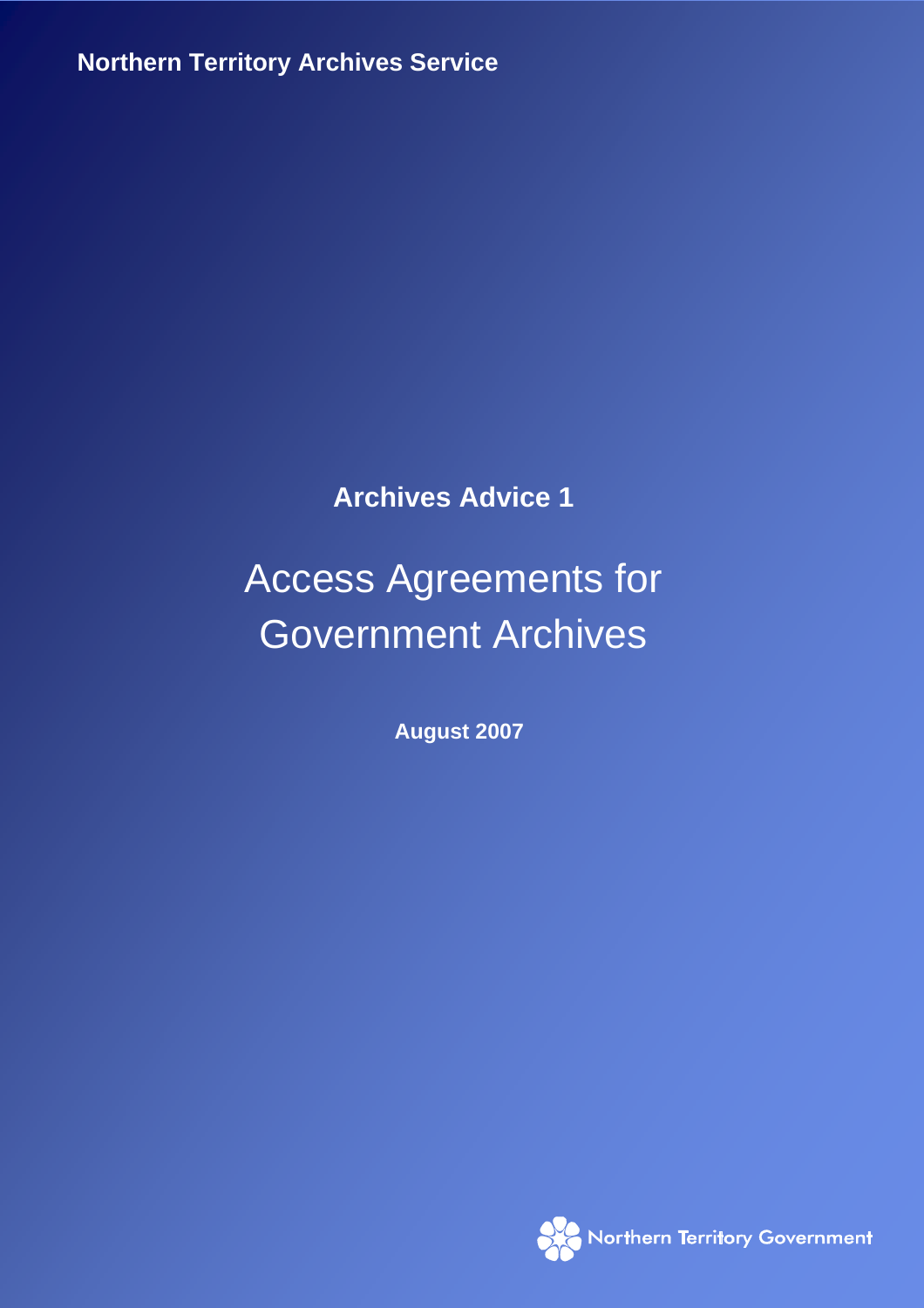**Northern Territory Archives Service**

**Archives Advice 1**

# Access Agreements for Government Archives

**August 2007**

Northern Territory Government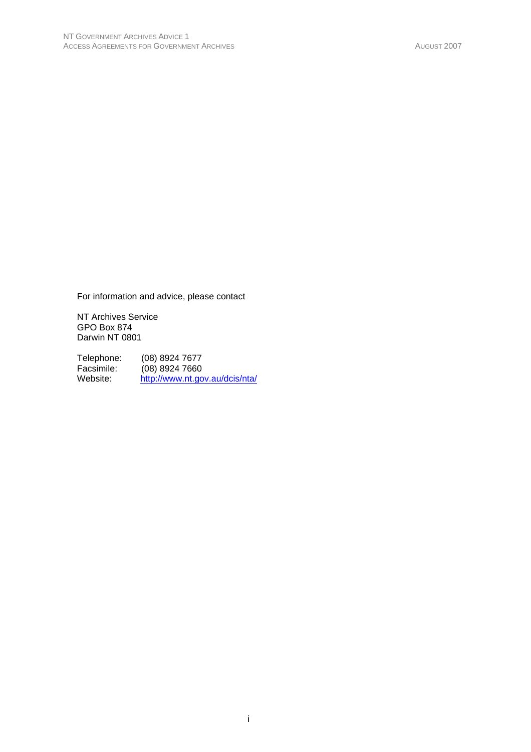For information and advice, please contact

NT Archives Service  
GPO Box 874  
Darwin NT 0801

Telephone: (08) 8924 7677  
Facsimile: (08) 8924 7660  
Website: http://www.nt.gov.au/dcis/nta/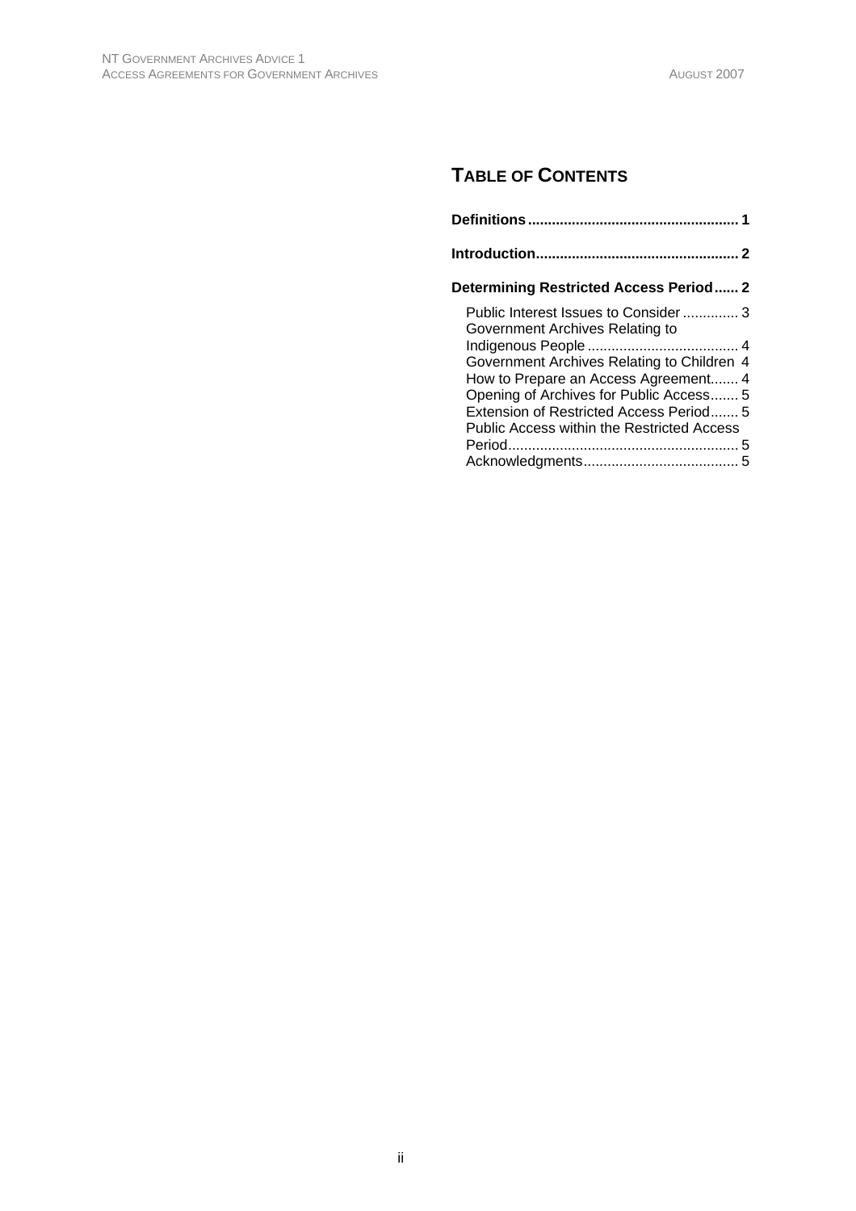## TABLE OF CONTENTS

**Definitions** ..................................................... 1

**Introduction** ................................................... 2

**Determining Restricted Access Period** ...... 2

- Public Interest Issues to Consider .............. 3
- Government Archives Relating to Indigenous People ...................................... 4
- Government Archives Relating to Children 4
- How to Prepare an Access Agreement....... 4
- Opening of Archives for Public Access....... 5
- Extension of Restricted Access Period....... 5
- Public Access within the Restricted Access Period.......................................................... 5
- Acknowledgments....................................... 5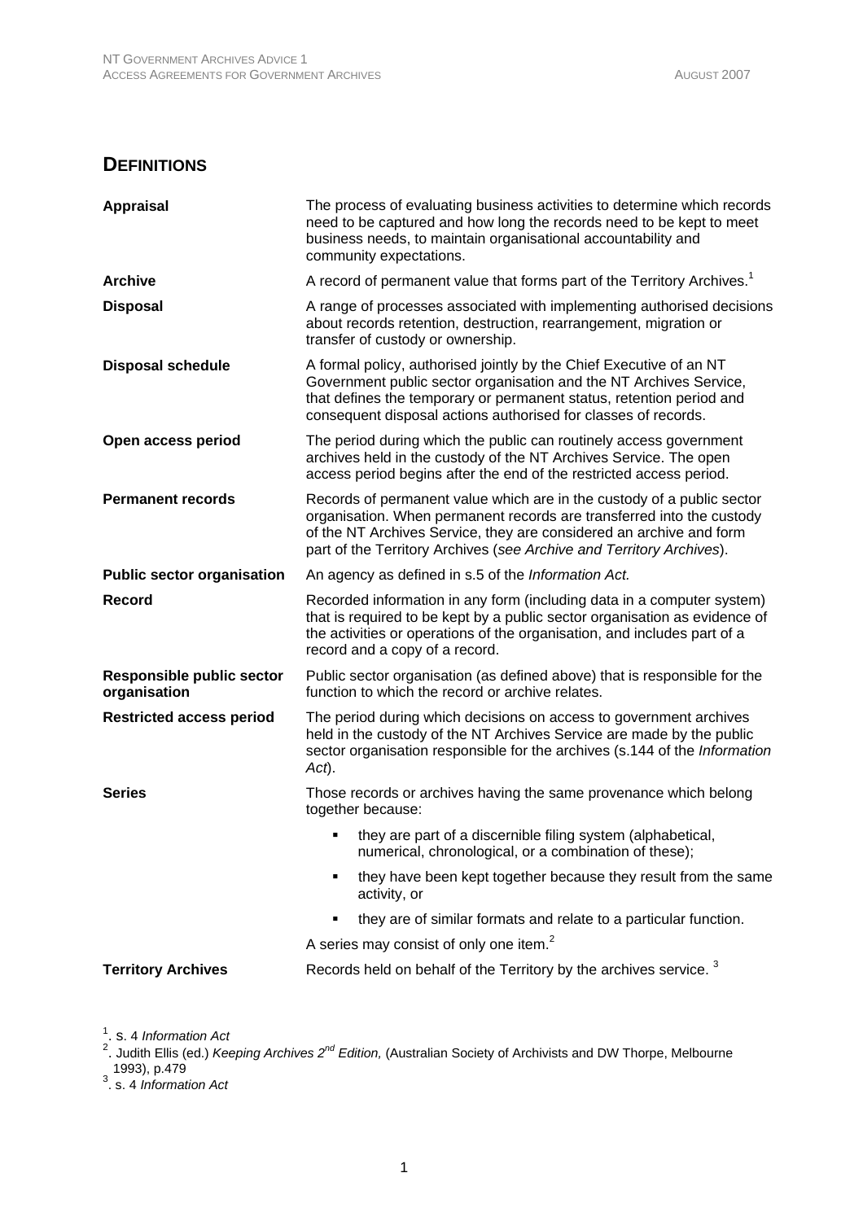## DEFINITIONS

| | |
|---|---|
| **Appraisal** | The process of evaluating business activities to determine which records need to be captured and how long the records need to be kept to meet business needs, to maintain organisational accountability and community expectations. |
| **Archive** | A record of permanent value that forms part of the Territory Archives.[1] |
| **Disposal** | A range of processes associated with implementing authorised decisions about records retention, destruction, rearrangement, migration or transfer of custody or ownership. |
| **Disposal schedule** | A formal policy, authorised jointly by the Chief Executive of an NT Government public sector organisation and the NT Archives Service, that defines the temporary or permanent status, retention period and consequent disposal actions authorised for classes of records. |
| **Open access period** | The period during which the public can routinely access government archives held in the custody of the NT Archives Service. The open access period begins after the end of the restricted access period. |
| **Permanent records** | Records of permanent value which are in the custody of a public sector organisation. When permanent records are transferred into the custody of the NT Archives Service, they are considered an archive and form part of the Territory Archives (*see Archive and Territory Archives*). |
| **Public sector organisation** | An agency as defined in s.5 of the *Information Act.* |
| **Record** | Recorded information in any form (including data in a computer system) that is required to be kept by a public sector organisation as evidence of the activities or operations of the organisation, and includes part of a record and a copy of a record. |
| **Responsible public sector organisation** | Public sector organisation (as defined above) that is responsible for the function to which the record or archive relates. |
| **Restricted access period** | The period during which decisions on access to government archives held in the custody of the NT Archives Service are made by the public sector organisation responsible for the archives (s.144 of the *Information Act*). |
| **Series** | Those records or archives having the same provenance which belong together because:<br>▪ they are part of a discernible filing system (alphabetical, numerical, chronological, or a combination of these);<br>▪ they have been kept together because they result from the same activity, or<br>▪ they are of similar formats and relate to a particular function.<br>A series may consist of only one item.[2] |
| **Territory Archives** | Records held on behalf of the Territory by the archives service.[3] |

[1]. s. 4 *Information Act*

[2]. Judith Ellis (ed.) *Keeping Archives 2nd Edition,* (Australian Society of Archivists and DW Thorpe, Melbourne 1993), p.479

[3]. s. 4 *Information Act*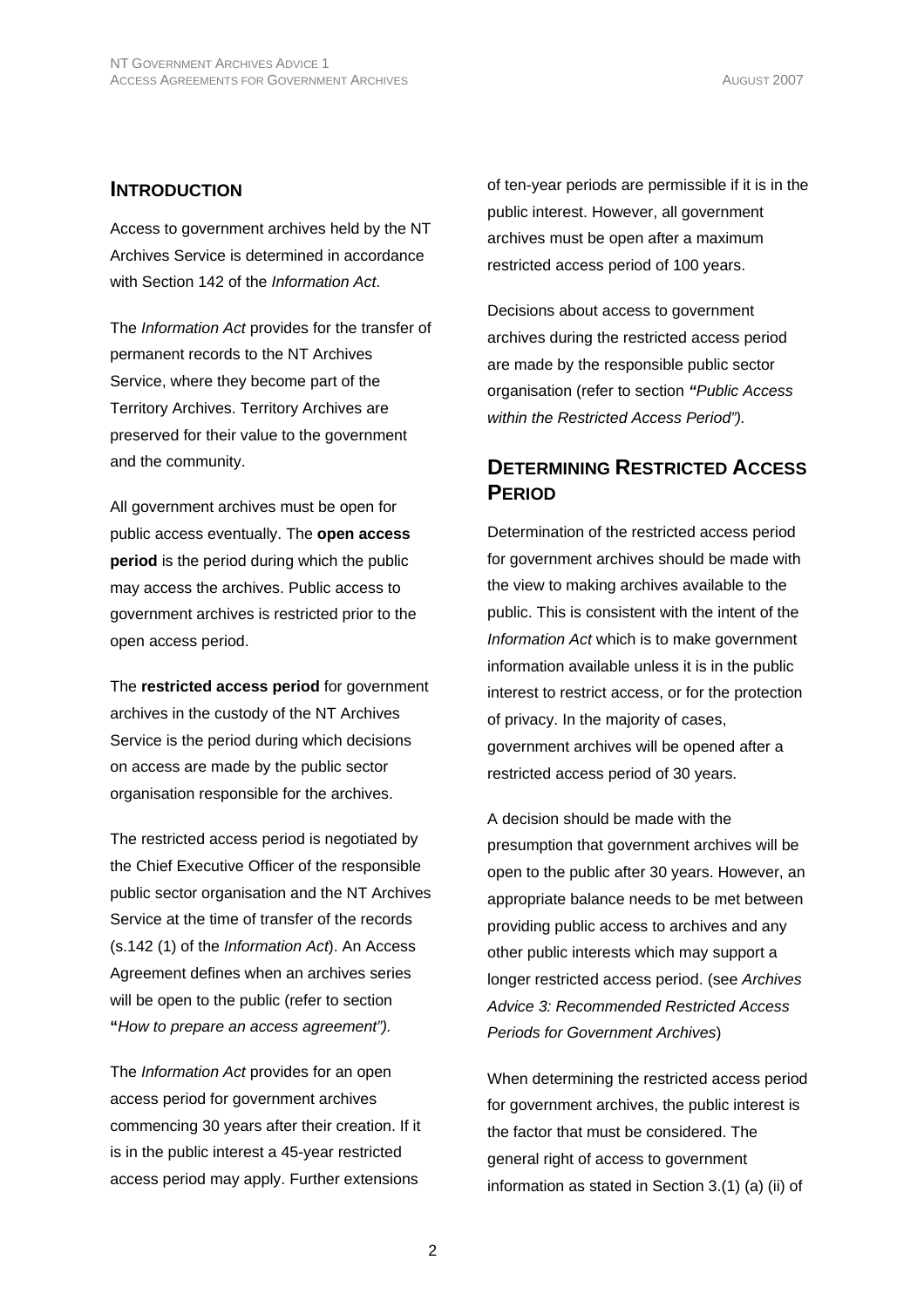## INTRODUCTION

Access to government archives held by the NT Archives Service is determined in accordance with Section 142 of the *Information Act*.

The *Information Act* provides for the transfer of permanent records to the NT Archives Service, where they become part of the Territory Archives. Territory Archives are preserved for their value to the government and the community.

All government archives must be open for public access eventually. The **open access period** is the period during which the public may access the archives. Public access to government archives is restricted prior to the open access period.

The **restricted access period** for government archives in the custody of the NT Archives Service is the period during which decisions on access are made by the public sector organisation responsible for the archives.

The restricted access period is negotiated by the Chief Executive Officer of the responsible public sector organisation and the NT Archives Service at the time of transfer of the records (s.142 (1) of the *Information Act*). An Access Agreement defines when an archives series will be open to the public (refer to section **"***How to prepare an access agreement").*

The *Information Act* provides for an open access period for government archives commencing 30 years after their creation. If it is in the public interest a 45-year restricted access period may apply. Further extensions of ten-year periods are permissible if it is in the public interest. However, all government archives must be open after a maximum restricted access period of 100 years.

Decisions about access to government archives during the restricted access period are made by the responsible public sector organisation (refer to section **"***Public Access within the Restricted Access Period").*

## DETERMINING RESTRICTED ACCESS PERIOD

Determination of the restricted access period for government archives should be made with the view to making archives available to the public. This is consistent with the intent of the *Information Act* which is to make government information available unless it is in the public interest to restrict access, or for the protection of privacy. In the majority of cases, government archives will be opened after a restricted access period of 30 years.

A decision should be made with the presumption that government archives will be open to the public after 30 years. However, an appropriate balance needs to be met between providing public access to archives and any other public interests which may support a longer restricted access period. (see *Archives Advice 3: Recommended Restricted Access Periods for Government Archives*)

When determining the restricted access period for government archives, the public interest is the factor that must be considered. The general right of access to government information as stated in Section 3.(1) (a) (ii) of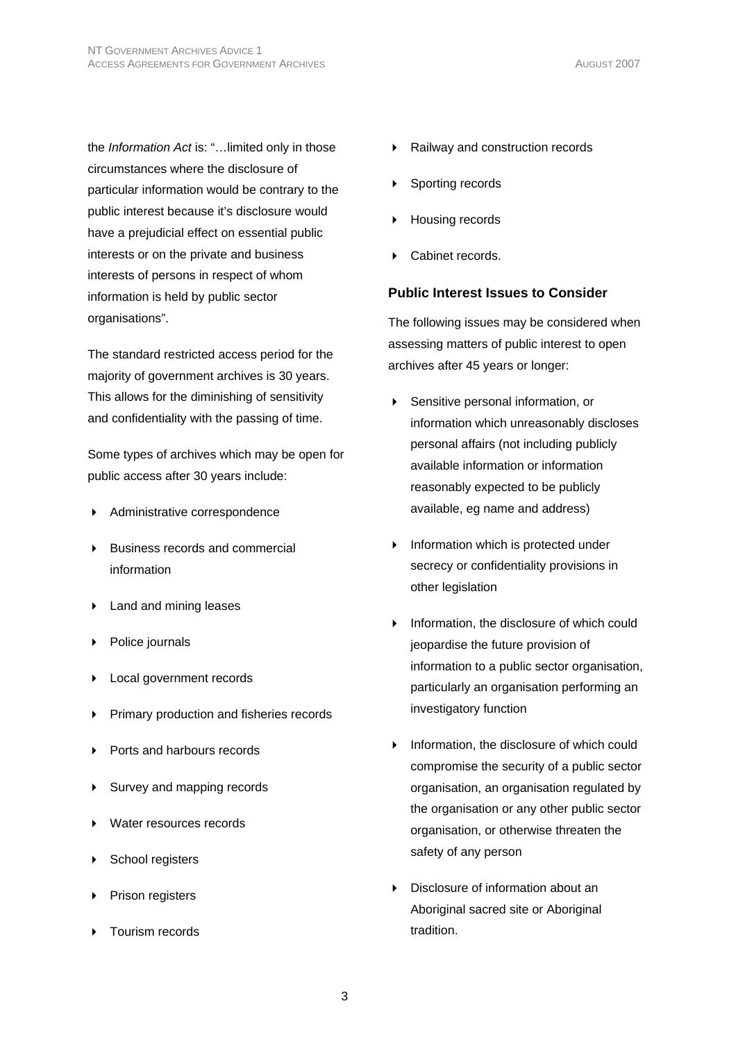the *Information Act* is: "…limited only in those circumstances where the disclosure of particular information would be contrary to the public interest because it's disclosure would have a prejudicial effect on essential public interests or on the private and business interests of persons in respect of whom information is held by public sector organisations".

The standard restricted access period for the majority of government archives is 30 years. This allows for the diminishing of sensitivity and confidentiality with the passing of time.

Some types of archives which may be open for public access after 30 years include:

- Administrative correspondence
- Business records and commercial information
- Land and mining leases
- Police journals
- Local government records
- Primary production and fisheries records
- Ports and harbours records
- Survey and mapping records
- Water resources records
- School registers
- Prison registers
- Tourism records
- Railway and construction records
- Sporting records
- Housing records
- Cabinet records.

### Public Interest Issues to Consider

The following issues may be considered when assessing matters of public interest to open archives after 45 years or longer:

- Sensitive personal information, or information which unreasonably discloses personal affairs (not including publicly available information or information reasonably expected to be publicly available, eg name and address)
- Information which is protected under secrecy or confidentiality provisions in other legislation
- Information, the disclosure of which could jeopardise the future provision of information to a public sector organisation, particularly an organisation performing an investigatory function
- Information, the disclosure of which could compromise the security of a public sector organisation, an organisation regulated by the organisation or any other public sector organisation, or otherwise threaten the safety of any person
- Disclosure of information about an Aboriginal sacred site or Aboriginal tradition.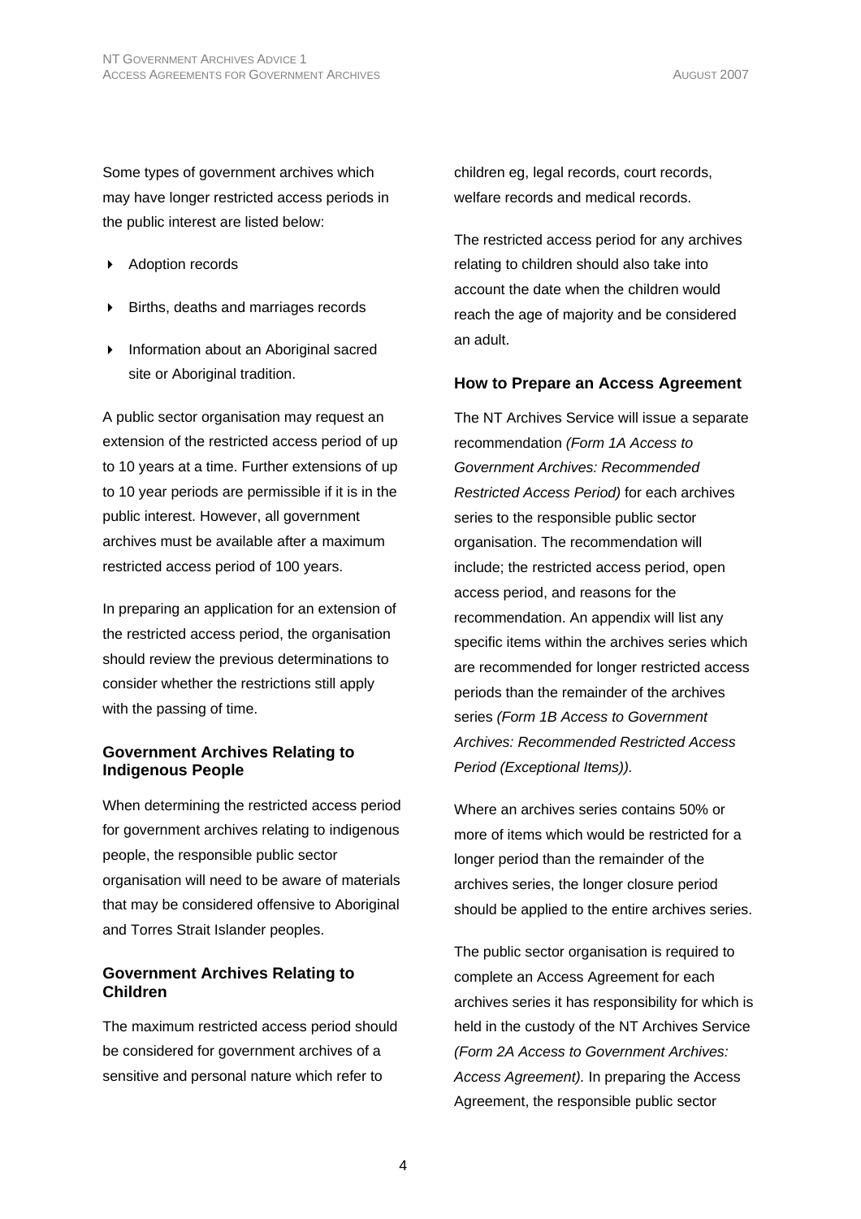Some types of government archives which may have longer restricted access periods in the public interest are listed below:

- Adoption records
- Births, deaths and marriages records
- Information about an Aboriginal sacred site or Aboriginal tradition.

A public sector organisation may request an extension of the restricted access period of up to 10 years at a time. Further extensions of up to 10 year periods are permissible if it is in the public interest. However, all government archives must be available after a maximum restricted access period of 100 years.

In preparing an application for an extension of the restricted access period, the organisation should review the previous determinations to consider whether the restrictions still apply with the passing of time.

### Government Archives Relating to Indigenous People

When determining the restricted access period for government archives relating to indigenous people, the responsible public sector organisation will need to be aware of materials that may be considered offensive to Aboriginal and Torres Strait Islander peoples.

### Government Archives Relating to Children

The maximum restricted access period should be considered for government archives of a sensitive and personal nature which refer to children eg, legal records, court records, welfare records and medical records.

The restricted access period for any archives relating to children should also take into account the date when the children would reach the age of majority and be considered an adult.

### How to Prepare an Access Agreement

The NT Archives Service will issue a separate recommendation *(Form 1A Access to Government Archives: Recommended Restricted Access Period)* for each archives series to the responsible public sector organisation. The recommendation will include; the restricted access period, open access period, and reasons for the recommendation. An appendix will list any specific items within the archives series which are recommended for longer restricted access periods than the remainder of the archives series *(Form 1B Access to Government Archives: Recommended Restricted Access Period (Exceptional Items)).*

Where an archives series contains 50% or more of items which would be restricted for a longer period than the remainder of the archives series, the longer closure period should be applied to the entire archives series.

The public sector organisation is required to complete an Access Agreement for each archives series it has responsibility for which is held in the custody of the NT Archives Service *(Form 2A Access to Government Archives: Access Agreement).* In preparing the Access Agreement, the responsible public sector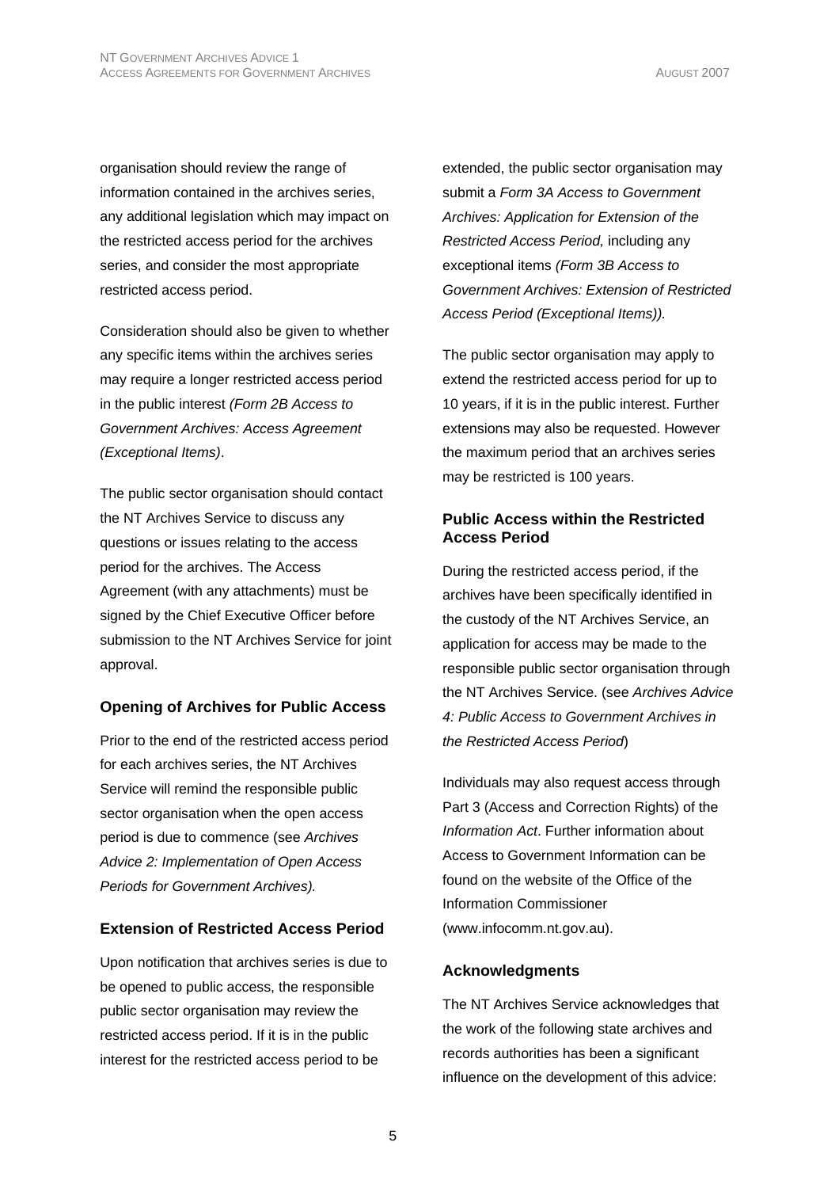organisation should review the range of information contained in the archives series, any additional legislation which may impact on the restricted access period for the archives series, and consider the most appropriate restricted access period.

Consideration should also be given to whether any specific items within the archives series may require a longer restricted access period in the public interest *(Form 2B Access to Government Archives: Access Agreement (Exceptional Items)*.

The public sector organisation should contact the NT Archives Service to discuss any questions or issues relating to the access period for the archives. The Access Agreement (with any attachments) must be signed by the Chief Executive Officer before submission to the NT Archives Service for joint approval.

### Opening of Archives for Public Access

Prior to the end of the restricted access period for each archives series, the NT Archives Service will remind the responsible public sector organisation when the open access period is due to commence (see *Archives Advice 2: Implementation of Open Access Periods for Government Archives).*

### Extension of Restricted Access Period

Upon notification that archives series is due to be opened to public access, the responsible public sector organisation may review the restricted access period. If it is in the public interest for the restricted access period to be extended, the public sector organisation may submit a *Form 3A Access to Government Archives: Application for Extension of the Restricted Access Period,* including any exceptional items *(Form 3B Access to Government Archives: Extension of Restricted Access Period (Exceptional Items)).*

The public sector organisation may apply to extend the restricted access period for up to 10 years, if it is in the public interest. Further extensions may also be requested. However the maximum period that an archives series may be restricted is 100 years.

### Public Access within the Restricted Access Period

During the restricted access period, if the archives have been specifically identified in the custody of the NT Archives Service, an application for access may be made to the responsible public sector organisation through the NT Archives Service. (see *Archives Advice 4: Public Access to Government Archives in the Restricted Access Period*)

Individuals may also request access through Part 3 (Access and Correction Rights) of the *Information Act*. Further information about Access to Government Information can be found on the website of the Office of the Information Commissioner (www.infocomm.nt.gov.au).

### Acknowledgments

The NT Archives Service acknowledges that the work of the following state archives and records authorities has been a significant influence on the development of this advice: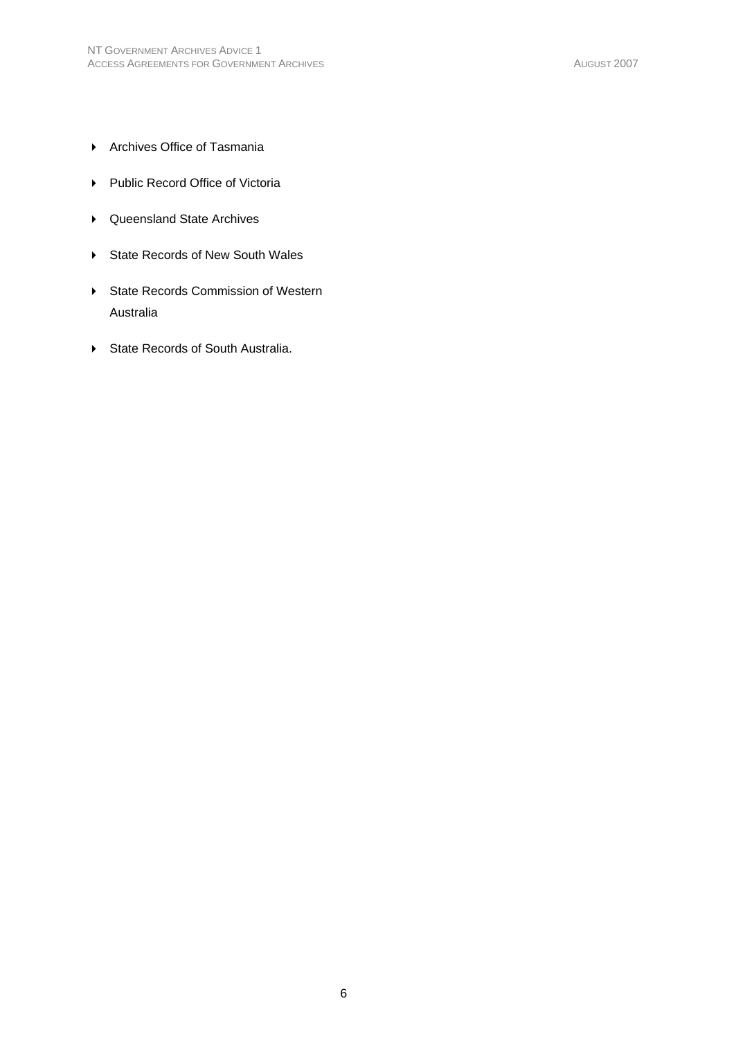- Archives Office of Tasmania
- Public Record Office of Victoria
- Queensland State Archives
- State Records of New South Wales
- State Records Commission of Western Australia
- State Records of South Australia.